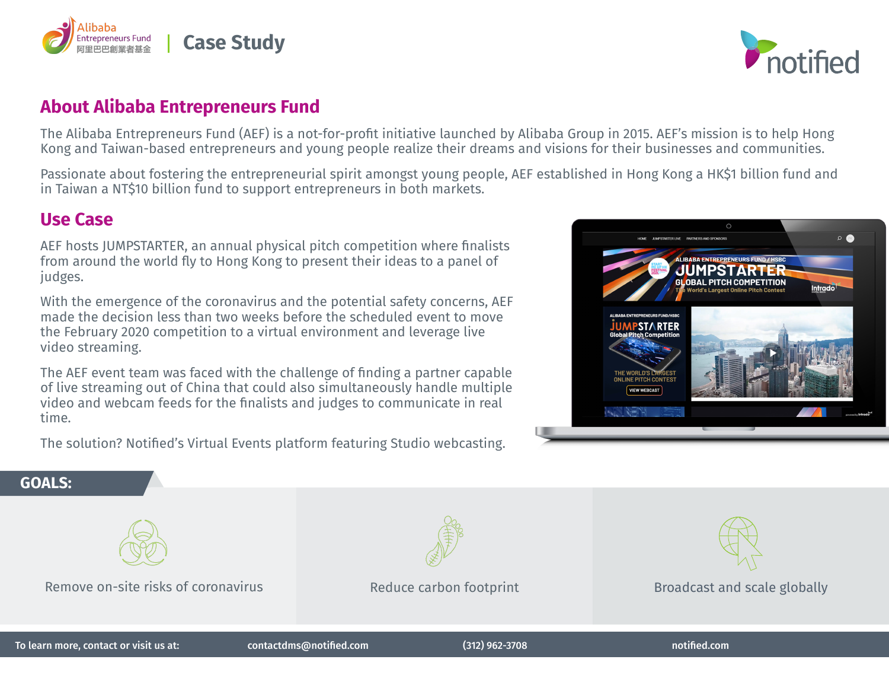Alibaba Entrepreneurs Fund
阿里巴巴創業者基金

# Case Study

notified

## About Alibaba Entrepreneurs Fund

The Alibaba Entrepreneurs Fund (AEF) is a not-for-profit initiative launched by Alibaba Group in 2015. AEF's mission is to help Hong Kong and Taiwan-based entrepreneurs and young people realize their dreams and visions for their businesses and communities.

Passionate about fostering the entrepreneurial spirit amongst young people, AEF established in Hong Kong a HK$1 billion fund and in Taiwan a NT$10 billion fund to support entrepreneurs in both markets.

## Use Case

AEF hosts JUMPSTARTER, an annual physical pitch competition where finalists from around the world fly to Hong Kong to present their ideas to a panel of judges.

With the emergence of the coronavirus and the potential safety concerns, AEF made the decision less than two weeks before the scheduled event to move the February 2020 competition to a virtual environment and leverage live video streaming.

The AEF event team was faced with the challenge of finding a partner capable of live streaming out of China that could also simultaneously handle multiple video and webcam feeds for the finalists and judges to communicate in real time.

The solution? Notified's Virtual Events platform featuring Studio webcasting.

## GOALS:

- Remove on-site risks of coronavirus
- Reduce carbon footprint
- Broadcast and scale globally

To learn more, contact or visit us at: contactdms@notified.com | (312) 962-3708 | notified.com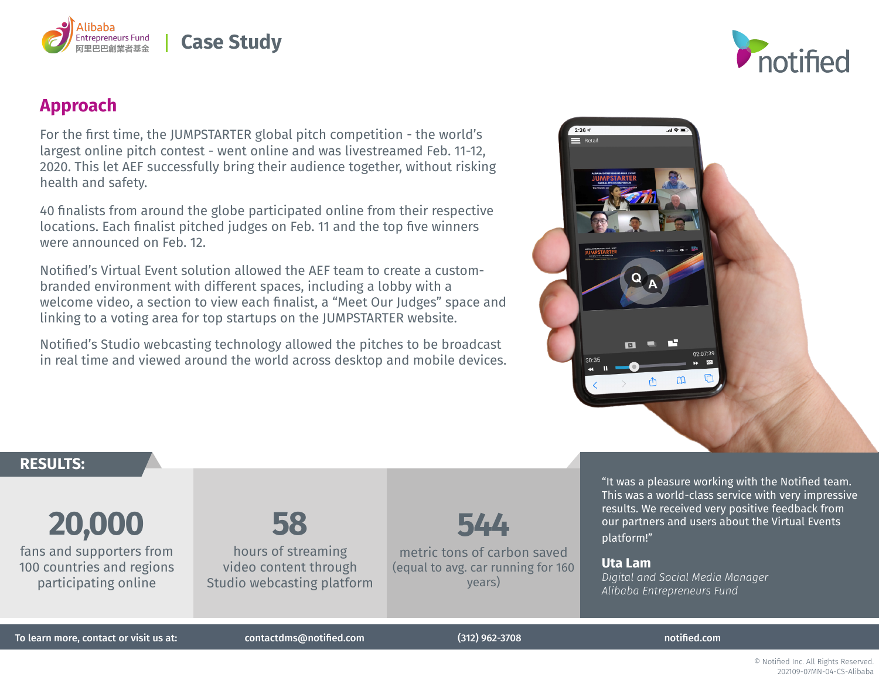Alibaba Entrepreneurs Fund 阿里巴巴創業者基金 | Case Study

notified

## Approach

For the first time, the JUMPSTARTER global pitch competition - the world's largest online pitch contest - went online and was livestreamed Feb. 11-12, 2020. This let AEF successfully bring their audience together, without risking health and safety.

40 finalists from around the globe participated online from their respective locations. Each finalist pitched judges on Feb. 11 and the top five winners were announced on Feb. 12.

Notified's Virtual Event solution allowed the AEF team to create a custom-branded environment with different spaces, including a lobby with a welcome video, a section to view each finalist, a "Meet Our Judges" space and linking to a voting area for top startups on the JUMPSTARTER website.

Notified's Studio webcasting technology allowed the pitches to be broadcast in real time and viewed around the world across desktop and mobile devices.

## RESULTS:

**20,000**
fans and supporters from 100 countries and regions participating online

**58**
hours of streaming video content through Studio webcasting platform

**544**
metric tons of carbon saved (equal to avg. car running for 160 years)

"It was a pleasure working with the Notified team. This was a world-class service with very impressive results. We received very positive feedback from our partners and users about the Virtual Events platform!"

**Uta Lam**
*Digital and Social Media Manager*
*Alibaba Entrepreneurs Fund*

To learn more, contact or visit us at: contactdms@notified.com (312) 962-3708 notified.com

© Notified Inc. All Rights Reserved.
202109-07MN-04-CS-Alibaba